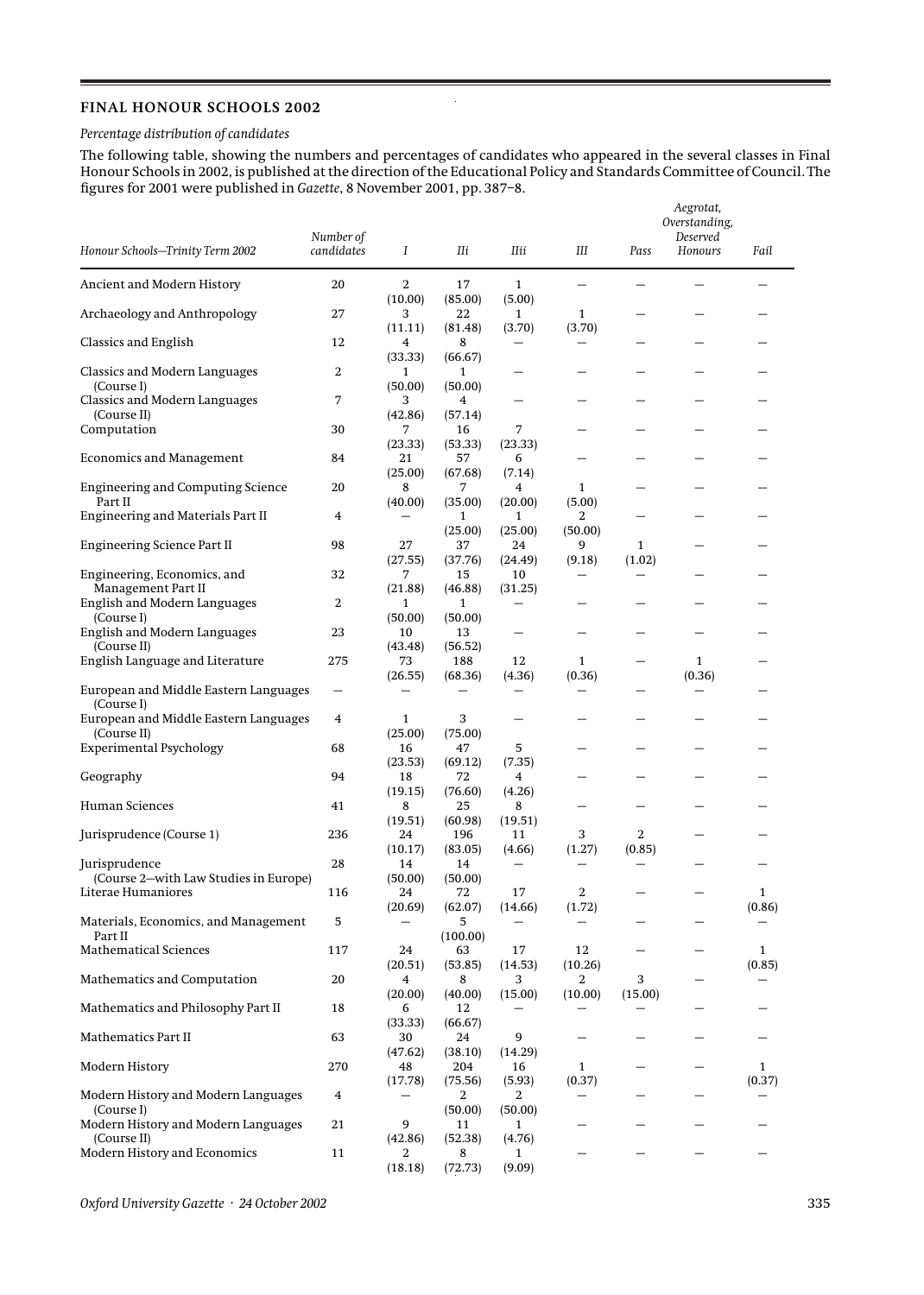## FINAL HONOUR SCHOOLS 2002

*Percentage distribution of candidates*

The following table, showing the numbers and percentages of candidates who appeared in the several classes in Final Honour Schools in 2002, is published at the direction of the Educational Policy and Standards Committee of Council. The figures for 2001 were published in *Gazette*, 8 November 2001, pp. 387–8.

| *Honour Schools—Trinity Term 2002* | *Number of candidates* | *I* | *IIi* | *IIii* | *III* | *Pass* | *Aegrotat, Overstanding, Deserved Honours* | *Fail* |
|---|---|---|---|---|---|---|---|---|
| Ancient and Modern History | 20 | 2 (10.00) | 17 (85.00) | 1 (5.00) | — | — | — | — |
| Archaeology and Anthropology | 27 | 3 (11.11) | 22 (81.48) | 1 (3.70) | 1 (3.70) | — | — | — |
| Classics and English | 12 | 4 (33.33) | 8 (66.67) | — | — | — | — | — |
| Classics and Modern Languages (Course I) | 2 | 1 (50.00) | 1 (50.00) | — | — | — | — | — |
| Classics and Modern Languages (Course II) | 7 | 3 (42.86) | 4 (57.14) | — | — | — | — | — |
| Computation | 30 | 7 (23.33) | 16 (53.33) | 7 (23.33) | — | — | — | — |
| Economics and Management | 84 | 21 (25.00) | 57 (67.68) | 6 (7.14) | — | — | — | — |
| Engineering and Computing Science Part II | 20 | 8 (40.00) | 7 (35.00) | 4 (20.00) | 1 (5.00) | — | — | — |
| Engineering and Materials Part II | 4 | — | 1 (25.00) | 1 (25.00) | 2 (50.00) | — | — | — |
| Engineering Science Part II | 98 | 27 (27.55) | 37 (37.76) | 24 (24.49) | 9 (9.18) | 1 (1.02) | — | — |
| Engineering, Economics, and Management Part II | 32 | 7 (21.88) | 15 (46.88) | 10 (31.25) | — | — | — | — |
| English and Modern Languages (Course I) | 2 | 1 (50.00) | 1 (50.00) | — | — | — | — | — |
| English and Modern Languages (Course II) | 23 | 10 (43.48) | 13 (56.52) | — | — | — | — | — |
| English Language and Literature | 275 | 73 (26.55) | 188 (68.36) | 12 (4.36) | 1 (0.36) | — | 1 (0.36) | — |
| European and Middle Eastern Languages (Course I) | — | — | — | — | — | — | — | — |
| European and Middle Eastern Languages (Course II) | 4 | 1 (25.00) | 3 (75.00) | — | — | — | — | — |
| Experimental Psychology | 68 | 16 (23.53) | 47 (69.12) | 5 (7.35) | — | — | — | — |
| Geography | 94 | 18 (19.15) | 72 (76.60) | 4 (4.26) | — | — | — | — |
| Human Sciences | 41 | 8 (19.51) | 25 (60.98) | 8 (19.51) | — | — | — | — |
| Jurisprudence (Course 1) | 236 | 24 (10.17) | 196 (83.05) | 11 (4.66) | 3 (1.27) | 2 (0.85) | — | — |
| Jurisprudence (Course 2—with Law Studies in Europe) | 28 | 14 (50.00) | 14 (50.00) | — | — | — | — | — |
| Literae Humaniores | 116 | 24 (20.69) | 72 (62.07) | 17 (14.66) | 2 (1.72) | — | — | 1 (0.86) |
| Materials, Economics, and Management Part II | 5 | — | 5 (100.00) | — | — | — | — | — |
| Mathematical Sciences | 117 | 24 (20.51) | 63 (53.85) | 17 (14.53) | 12 (10.26) | — | — | 1 (0.85) |
| Mathematics and Computation | 20 | 4 (20.00) | 8 (40.00) | 3 (15.00) | 2 (10.00) | 3 (15.00) | — | — |
| Mathematics and Philosophy Part II | 18 | 6 (33.33) | 12 (66.67) | — | — | — | — | — |
| Mathematics Part II | 63 | 30 (47.62) | 24 (38.10) | 9 (14.29) | — | — | — | — |
| Modern History | 270 | 48 (17.78) | 204 (75.56) | 16 (5.93) | 1 (0.37) | — | — | 1 (0.37) |
| Modern History and Modern Languages (Course I) | 4 | — | 2 (50.00) | 2 (50.00) | — | — | — | — |
| Modern History and Modern Languages (Course II) | 21 | 9 (42.86) | 11 (52.38) | 1 (4.76) | — | — | — | — |
| Modern History and Economics | 11 | 2 (18.18) | 8 (72.73) | 1 (9.09) | — | — | — | — |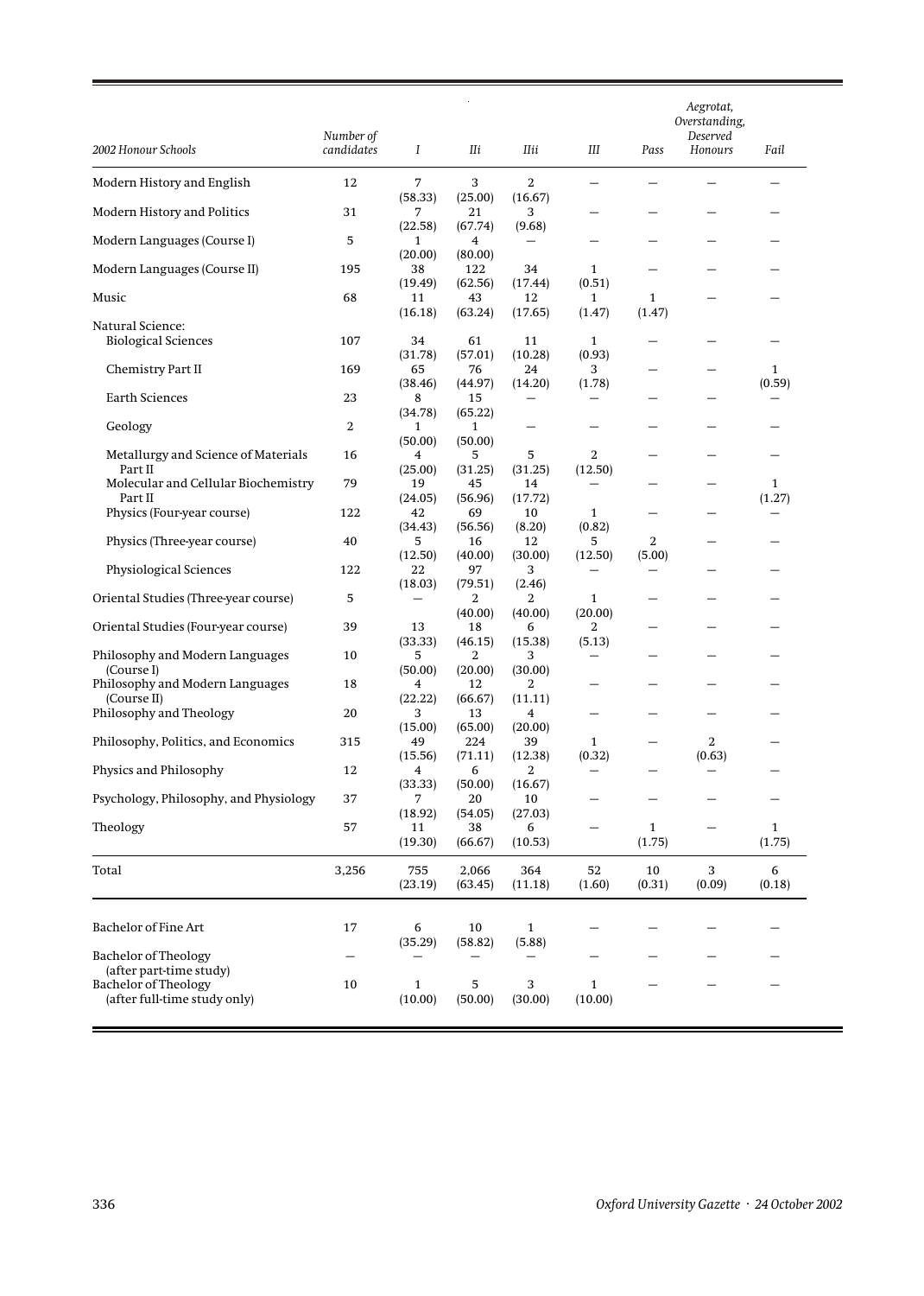| 2002 Honour Schools | Number of candidates | I | IIi | IIii | III | Pass | Aegrotat, Overstanding, Deserved Honours | Fail |
|---|---|---|---|---|---|---|---|---|
| Modern History and English | 12 | 7 (58.33) | 3 (25.00) | 2 (16.67) | — | — | — | — |
| Modern History and Politics | 31 | 7 (22.58) | 21 (67.74) | 3 (9.68) | — | — | — | — |
| Modern Languages (Course I) | 5 | 1 (20.00) | 4 (80.00) | — | — | — | — | — |
| Modern Languages (Course II) | 195 | 38 (19.49) | 122 (62.56) | 34 (17.44) | 1 (0.51) | — | — | — |
| Music | 68 | 11 (16.18) | 43 (63.24) | 12 (17.65) | 1 (1.47) | 1 (1.47) | — | — |
| Natural Science: | | | | | | | | |
| Biological Sciences | 107 | 34 (31.78) | 61 (57.01) | 11 (10.28) | 1 (0.93) | — | — | — |
| Chemistry Part II | 169 | 65 (38.46) | 76 (44.97) | 24 (14.20) | 3 (1.78) | — | — | 1 (0.59) |
| Earth Sciences | 23 | 8 (34.78) | 15 (65.22) | — | — | — | — | — |
| Geology | 2 | 1 (50.00) | 1 (50.00) | — | — | — | — | — |
| Metallurgy and Science of Materials Part II | 16 | 4 (25.00) | 5 (31.25) | 5 (31.25) | 2 (12.50) | — | — | — |
| Molecular and Cellular Biochemistry Part II | 79 | 19 (24.05) | 45 (56.96) | 14 (17.72) | — | — | — | 1 (1.27) |
| Physics (Four-year course) | 122 | 42 (34.43) | 69 (56.56) | 10 (8.20) | 1 (0.82) | — | — | — |
| Physics (Three-year course) | 40 | 5 (12.50) | 16 (40.00) | 12 (30.00) | 5 (12.50) | 2 (5.00) | — | — |
| Physiological Sciences | 122 | 22 (18.03) | 97 (79.51) | 3 (2.46) | — | — | — | — |
| Oriental Studies (Three-year course) | 5 | — | 2 (40.00) | 2 (40.00) | 1 (20.00) | — | — | — |
| Oriental Studies (Four-year course) | 39 | 13 (33.33) | 18 (46.15) | 6 (15.38) | 2 (5.13) | — | — | — |
| Philosophy and Modern Languages (Course I) | 10 | 5 (50.00) | 2 (20.00) | 3 (30.00) | — | — | — | — |
| Philosophy and Modern Languages (Course II) | 18 | 4 (22.22) | 12 (66.67) | 2 (11.11) | — | — | — | — |
| Philosophy and Theology | 20 | 3 (15.00) | 13 (65.00) | 4 (20.00) | — | — | — | — |
| Philosophy, Politics, and Economics | 315 | 49 (15.56) | 224 (71.11) | 39 (12.38) | 1 (0.32) | — | 2 (0.63) | — |
| Physics and Philosophy | 12 | 4 (33.33) | 6 (50.00) | 2 (16.67) | — | — | — | — |
| Psychology, Philosophy, and Physiology | 37 | 7 (18.92) | 20 (54.05) | 10 (27.03) | — | — | — | — |
| Theology | 57 | 11 (19.30) | 38 (66.67) | 6 (10.53) | — | 1 (1.75) | — | 1 (1.75) |
| Total | 3,256 | 755 (23.19) | 2,066 (63.45) | 364 (11.18) | 52 (1.60) | 10 (0.31) | 3 (0.09) | 6 (0.18) |
| Bachelor of Fine Art | 17 | 6 (35.29) | 10 (58.82) | 1 (5.88) | — | — | — | — |
| Bachelor of Theology (after part-time study) | — | — | — | — | — | — | — | — |
| Bachelor of Theology (after full-time study only) | 10 | 1 (10.00) | 5 (50.00) | 3 (30.00) | 1 (10.00) | — | — | — |